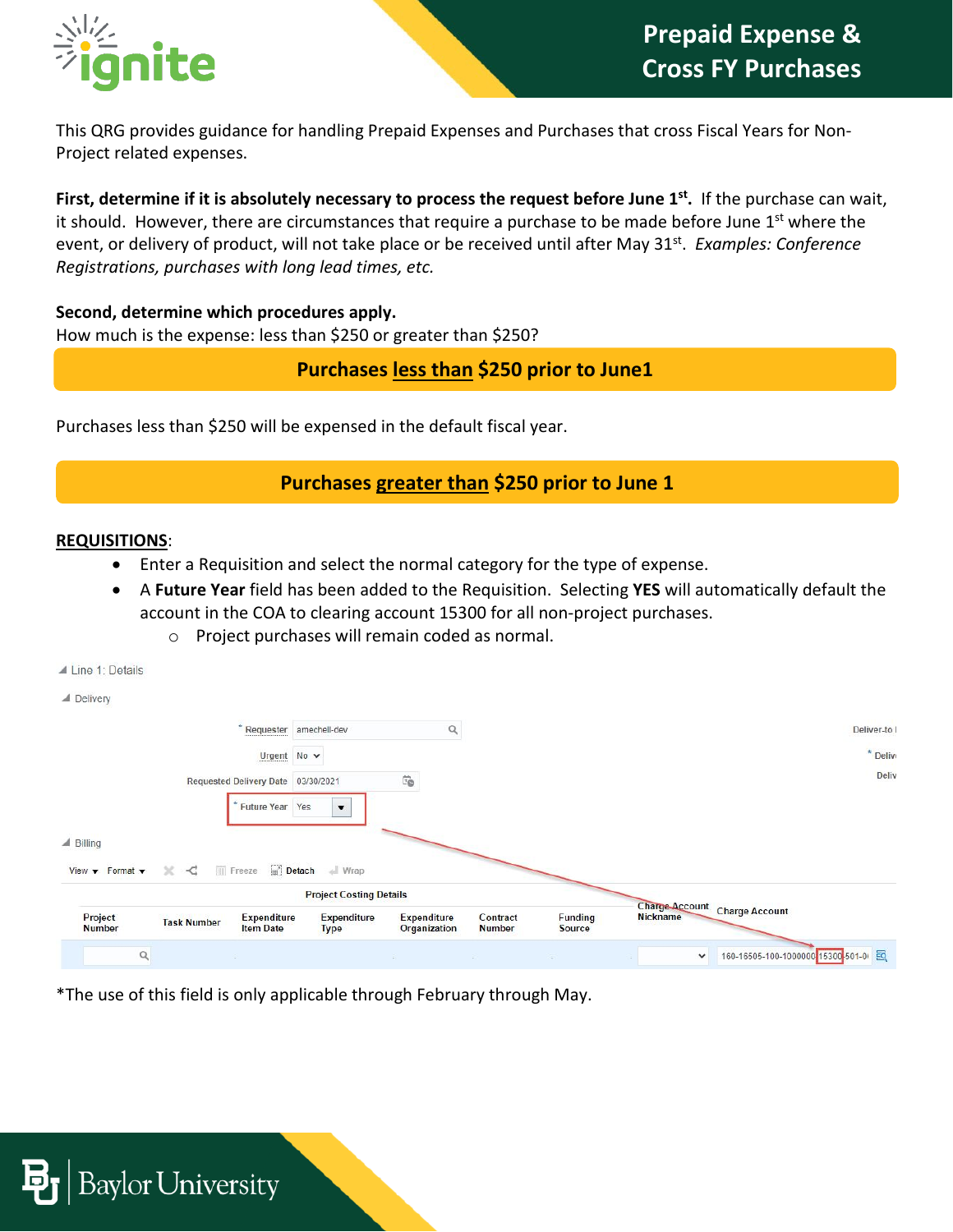# Prepaid Expense & Cross FY Purchases

This QRG provides guidance for handling Prepaid Expenses and Purchases that cross Fiscal Years for Non-Project related expenses.

**First, determine if it is absolutely necessary to process the request before June 1st.** If the purchase can wait, it should. However, there are circumstances that require a purchase to be made before June 1st where the event, or delivery of product, will not take place or be received until after May 31st. *Examples: Conference Registrations, purchases with long lead times, etc.*

**Second, determine which procedures apply.**
How much is the expense: less than $250 or greater than $250?

## Purchases <u>less than</u> $250 prior to June1

Purchases less than $250 will be expensed in the default fiscal year.

## Purchases <u>greater than</u> $250 prior to June 1

**<u>REQUISITIONS</u>**:

- Enter a Requisition and select the normal category for the type of expense.
- A **Future Year** field has been added to the Requisition. Selecting **YES** will automatically default the account in the COA to clearing account 15300 for all non-project purchases.
  - Project purchases will remain coded as normal.

Line 1: Details

Delivery

| | |
|---|---|
| * Requester | amechell-dev |
| Urgent | No |
| Requested Delivery Date | 03/30/2021 |
| * Future Year | Yes |

Billing

| Project Number | Task Number | Expenditure Item Date | Expenditure Type | Expenditure Organization | Contract Number | Funding Source | Charge Account Nickname | Charge Account |
|---|---|---|---|---|---|---|---|---|
| | | | | | | | | 160-16505-100-1000000-15300-501-0 |

*The use of this field is only applicable through February through May.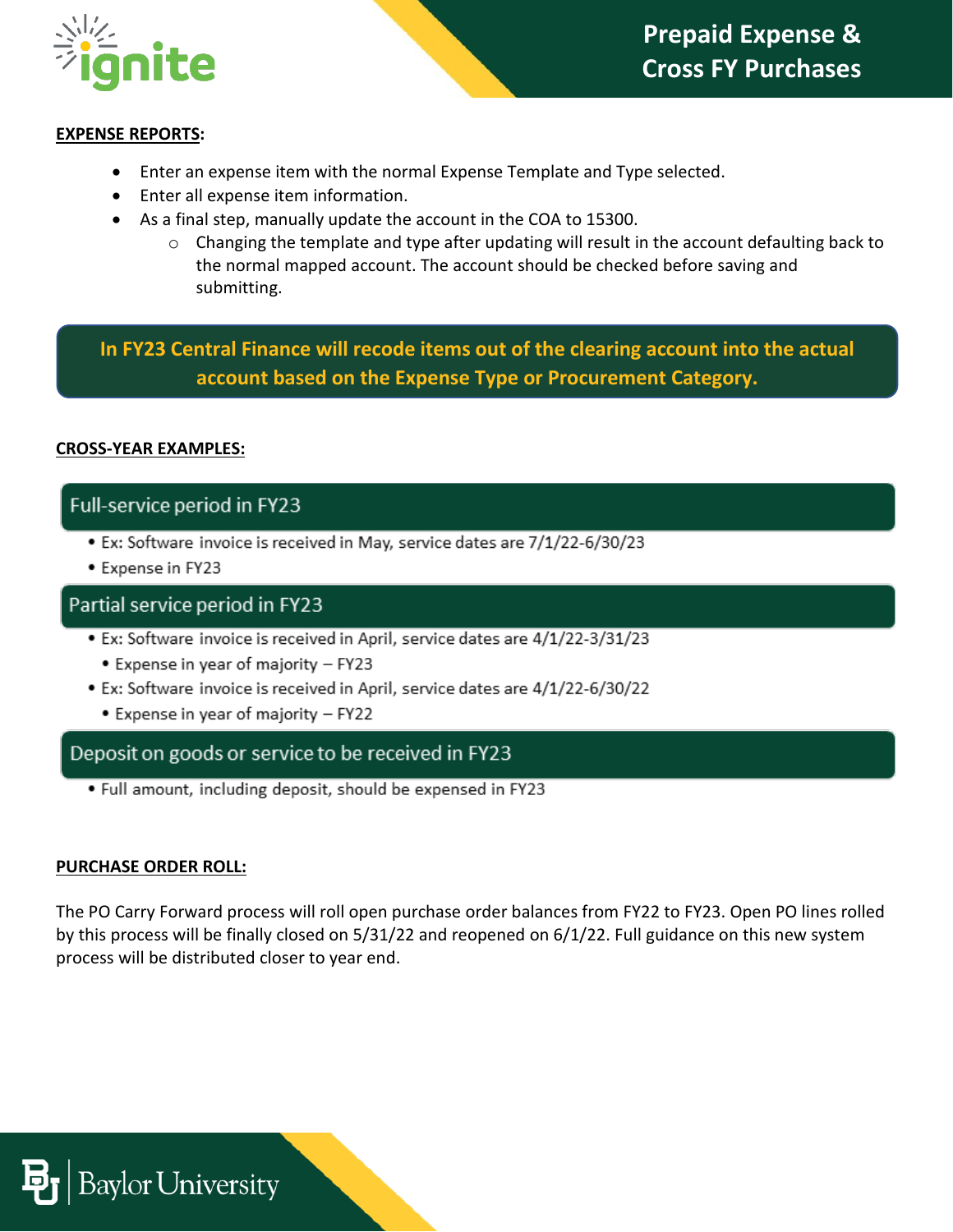## EXPENSE REPORTS:

- Enter an expense item with the normal Expense Template and Type selected.
- Enter all expense item information.
- As a final step, manually update the account in the COA to 15300.
  - Changing the template and type after updating will result in the account defaulting back to the normal mapped account. The account should be checked before saving and submitting.

**In FY23 Central Finance will recode items out of the clearing account into the actual account based on the Expense Type or Procurement Category.**

## CROSS-YEAR EXAMPLES:

### Full-service period in FY23

- Ex: Software invoice is received in May, service dates are 7/1/22-6/30/23
- Expense in FY23

### Partial service period in FY23

- Ex: Software invoice is received in April, service dates are 4/1/22-3/31/23
  - Expense in year of majority – FY23
- Ex: Software invoice is received in April, service dates are 4/1/22-6/30/22
  - Expense in year of majority – FY22

### Deposit on goods or service to be received in FY23

- Full amount, including deposit, should be expensed in FY23

## PURCHASE ORDER ROLL:

The PO Carry Forward process will roll open purchase order balances from FY22 to FY23. Open PO lines rolled by this process will be finally closed on 5/31/22 and reopened on 6/1/22. Full guidance on this new system process will be distributed closer to year end.